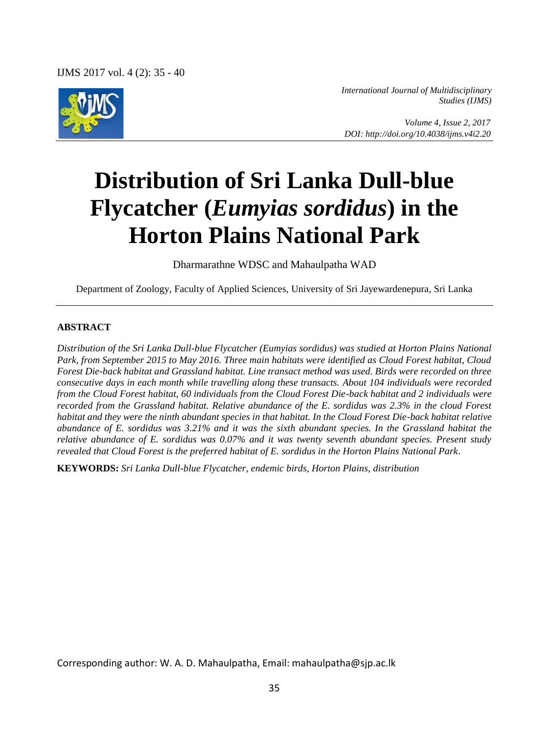*International Journal of Multidisciplinary Studies (IJMS)*

*Volume 4, Issue 2, 2017*
*DOI: http://doi.org/10.4038/ijms.v4i2.20*

# Distribution of Sri Lanka Dull-blue Flycatcher (*Eumyias sordidus*) in the Horton Plains National Park

Dharmarathne WDSC and Mahaulpatha WAD

Department of Zoology, Faculty of Applied Sciences, University of Sri Jayewardenepura, Sri Lanka

## ABSTRACT

*Distribution of the Sri Lanka Dull-blue Flycatcher (Eumyias sordidus) was studied at Horton Plains National Park, from September 2015 to May 2016. Three main habitats were identified as Cloud Forest habitat, Cloud Forest Die-back habitat and Grassland habitat. Line transact method was used. Birds were recorded on three consecutive days in each month while travelling along these transacts. About 104 individuals were recorded from the Cloud Forest habitat, 60 individuals from the Cloud Forest Die-back habitat and 2 individuals were recorded from the Grassland habitat. Relative abundance of the E. sordidus was 2.3% in the cloud Forest habitat and they were the ninth abundant species in that habitat. In the Cloud Forest Die-back habitat relative abundance of E. sordidus was 3.21% and it was the sixth abundant species. In the Grassland habitat the relative abundance of E. sordidus was 0.07% and it was twenty seventh abundant species. Present study revealed that Cloud Forest is the preferred habitat of E. sordidus in the Horton Plains National Park*.

**KEYWORDS:** *Sri Lanka Dull-blue Flycatcher, endemic birds, Horton Plains, distribution*

Corresponding author: W. A. D. Mahaulpatha, Email: mahaulpatha@sjp.ac.lk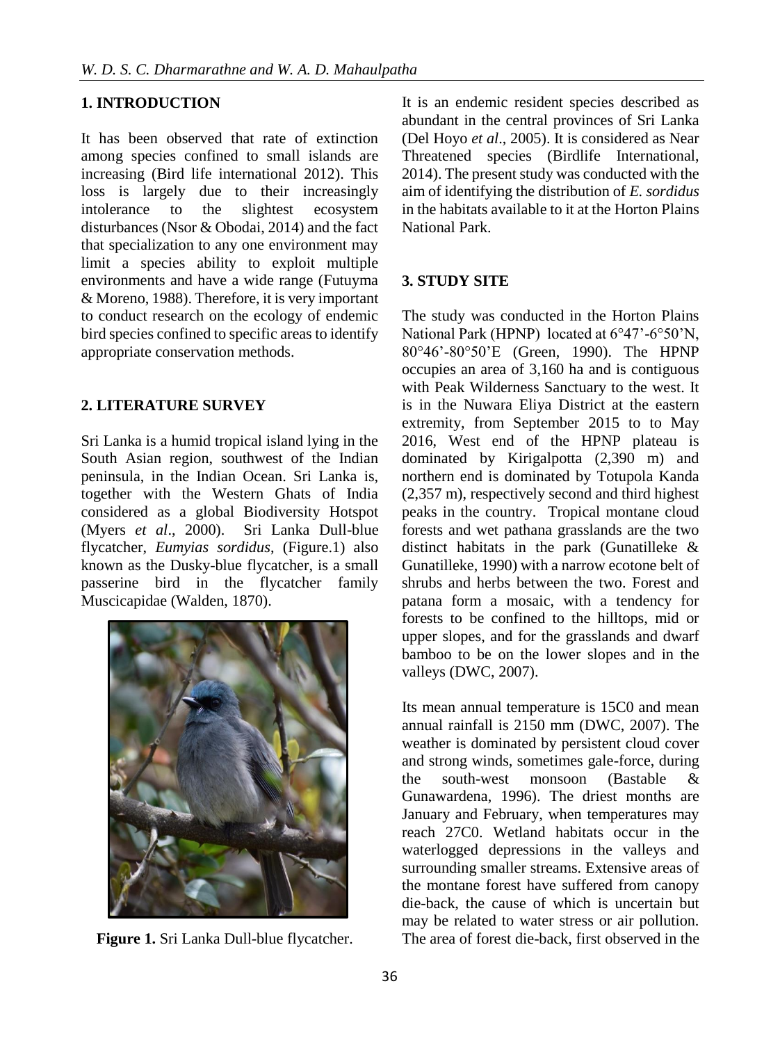## 1. INTRODUCTION

It has been observed that rate of extinction among species confined to small islands are increasing (Bird life international 2012). This loss is largely due to their increasingly intolerance to the slightest ecosystem disturbances (Nsor & Obodai, 2014) and the fact that specialization to any one environment may limit a species ability to exploit multiple environments and have a wide range (Futuyma & Moreno, 1988). Therefore, it is very important to conduct research on the ecology of endemic bird species confined to specific areas to identify appropriate conservation methods.

## 2. LITERATURE SURVEY

Sri Lanka is a humid tropical island lying in the South Asian region, southwest of the Indian peninsula, in the Indian Ocean. Sri Lanka is, together with the Western Ghats of India considered as a global Biodiversity Hotspot (Myers *et al*., 2000). Sri Lanka Dull-blue flycatcher, *Eumyias sordidus*, (Figure.1) also known as the Dusky-blue flycatcher, is a small passerine bird in the flycatcher family Muscicapidae (Walden, 1870).

**Figure 1.** Sri Lanka Dull-blue flycatcher.

It is an endemic resident species described as abundant in the central provinces of Sri Lanka (Del Hoyo *et al*., 2005). It is considered as Near Threatened species (Birdlife International, 2014). The present study was conducted with the aim of identifying the distribution of *E. sordidus* in the habitats available to it at the Horton Plains National Park.

## 3. STUDY SITE

The study was conducted in the Horton Plains National Park (HPNP) located at 6°47'-6°50'N, 80°46'-80°50'E (Green, 1990). The HPNP occupies an area of 3,160 ha and is contiguous with Peak Wilderness Sanctuary to the west. It is in the Nuwara Eliya District at the eastern extremity, from September 2015 to to May 2016, West end of the HPNP plateau is dominated by Kirigalpotta (2,390 m) and northern end is dominated by Totupola Kanda (2,357 m), respectively second and third highest peaks in the country. Tropical montane cloud forests and wet pathana grasslands are the two distinct habitats in the park (Gunatilleke & Gunatilleke, 1990) with a narrow ecotone belt of shrubs and herbs between the two. Forest and patana form a mosaic, with a tendency for forests to be confined to the hilltops, mid or upper slopes, and for the grasslands and dwarf bamboo to be on the lower slopes and in the valleys (DWC, 2007).

Its mean annual temperature is 15C0 and mean annual rainfall is 2150 mm (DWC, 2007). The weather is dominated by persistent cloud cover and strong winds, sometimes gale-force, during the south-west monsoon (Bastable & Gunawardena, 1996). The driest months are January and February, when temperatures may reach 27C0. Wetland habitats occur in the waterlogged depressions in the valleys and surrounding smaller streams. Extensive areas of the montane forest have suffered from canopy die-back, the cause of which is uncertain but may be related to water stress or air pollution. The area of forest die-back, first observed in the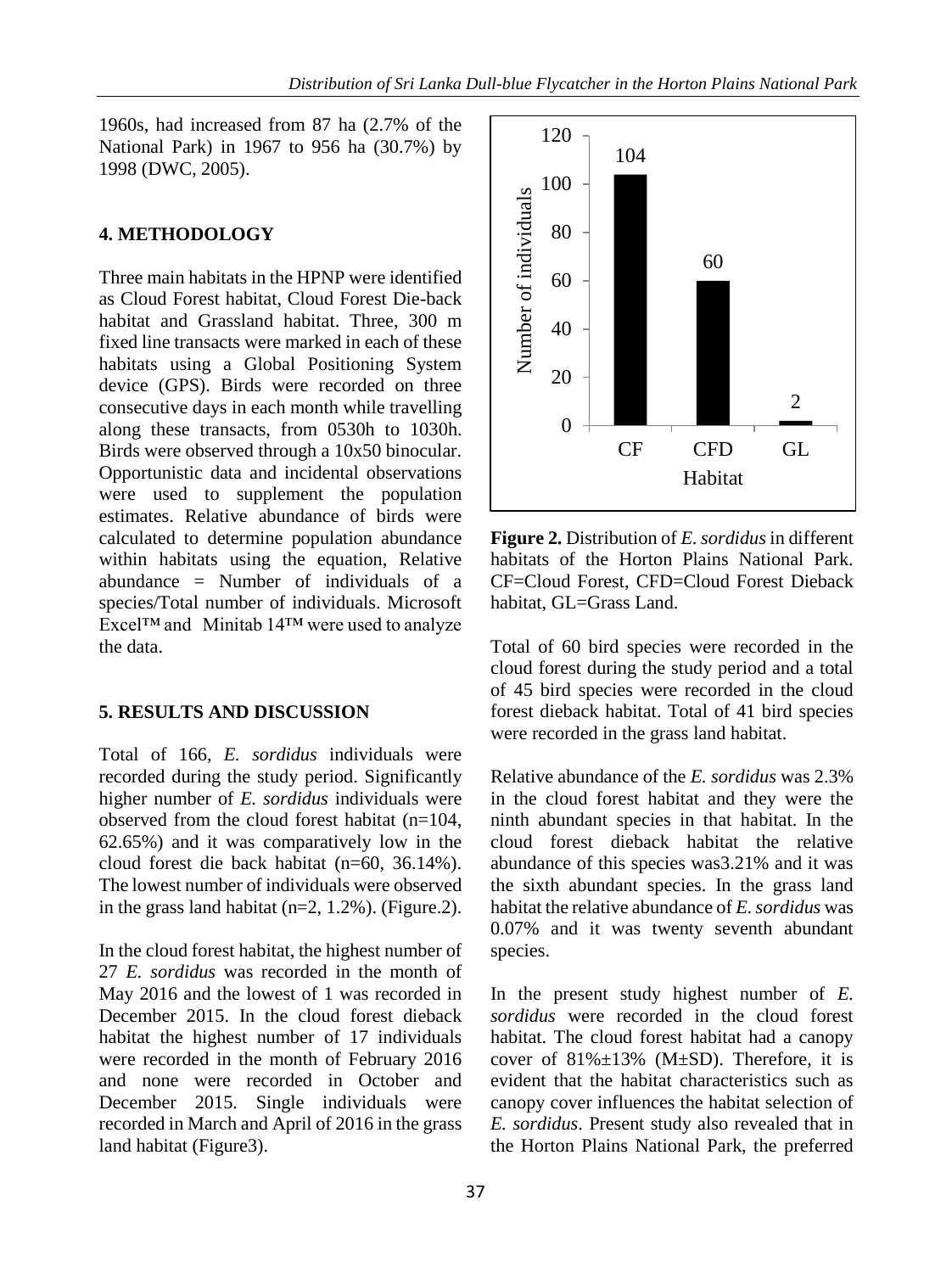1960s, had increased from 87 ha (2.7% of the National Park) in 1967 to 956 ha (30.7%) by 1998 (DWC, 2005).

## 4. METHODOLOGY

Three main habitats in the HPNP were identified as Cloud Forest habitat, Cloud Forest Die-back habitat and Grassland habitat. Three, 300 m fixed line transacts were marked in each of these habitats using a Global Positioning System device (GPS). Birds were recorded on three consecutive days in each month while travelling along these transacts, from 0530h to 1030h. Birds were observed through a 10x50 binocular. Opportunistic data and incidental observations were used to supplement the population estimates. Relative abundance of birds were calculated to determine population abundance within habitats using the equation, Relative abundance = Number of individuals of a species/Total number of individuals. Microsoft Excel™ and Minitab 14™ were used to analyze the data.

## 5. RESULTS AND DISCUSSION

Total of 166, *E. sordidus* individuals were recorded during the study period. Significantly higher number of *E. sordidus* individuals were observed from the cloud forest habitat (n=104, 62.65%) and it was comparatively low in the cloud forest die back habitat (n=60, 36.14%). The lowest number of individuals were observed in the grass land habitat (n=2, 1.2%). (Figure.2).

In the cloud forest habitat, the highest number of 27 *E. sordidus* was recorded in the month of May 2016 and the lowest of 1 was recorded in December 2015. In the cloud forest dieback habitat the highest number of 17 individuals were recorded in the month of February 2016 and none were recorded in October and December 2015. Single individuals were recorded in March and April of 2016 in the grass land habitat (Figure3).

| Habitat | Number of individuals |
|---|---|
| CF | 104 |
| CFD | 60 |
| GL | 2 |

**Figure 2.** Distribution of *E. sordidus* in different habitats of the Horton Plains National Park. CF=Cloud Forest, CFD=Cloud Forest Dieback habitat, GL=Grass Land.

Total of 60 bird species were recorded in the cloud forest during the study period and a total of 45 bird species were recorded in the cloud forest dieback habitat. Total of 41 bird species were recorded in the grass land habitat.

Relative abundance of the *E. sordidus* was 2.3% in the cloud forest habitat and they were the ninth abundant species in that habitat. In the cloud forest dieback habitat the relative abundance of this species was3.21% and it was the sixth abundant species. In the grass land habitat the relative abundance of *E. sordidus* was 0.07% and it was twenty seventh abundant species.

In the present study highest number of *E. sordidus* were recorded in the cloud forest habitat. The cloud forest habitat had a canopy cover of 81%±13% (M±SD). Therefore, it is evident that the habitat characteristics such as canopy cover influences the habitat selection of *E. sordidus*. Present study also revealed that in the Horton Plains National Park, the preferred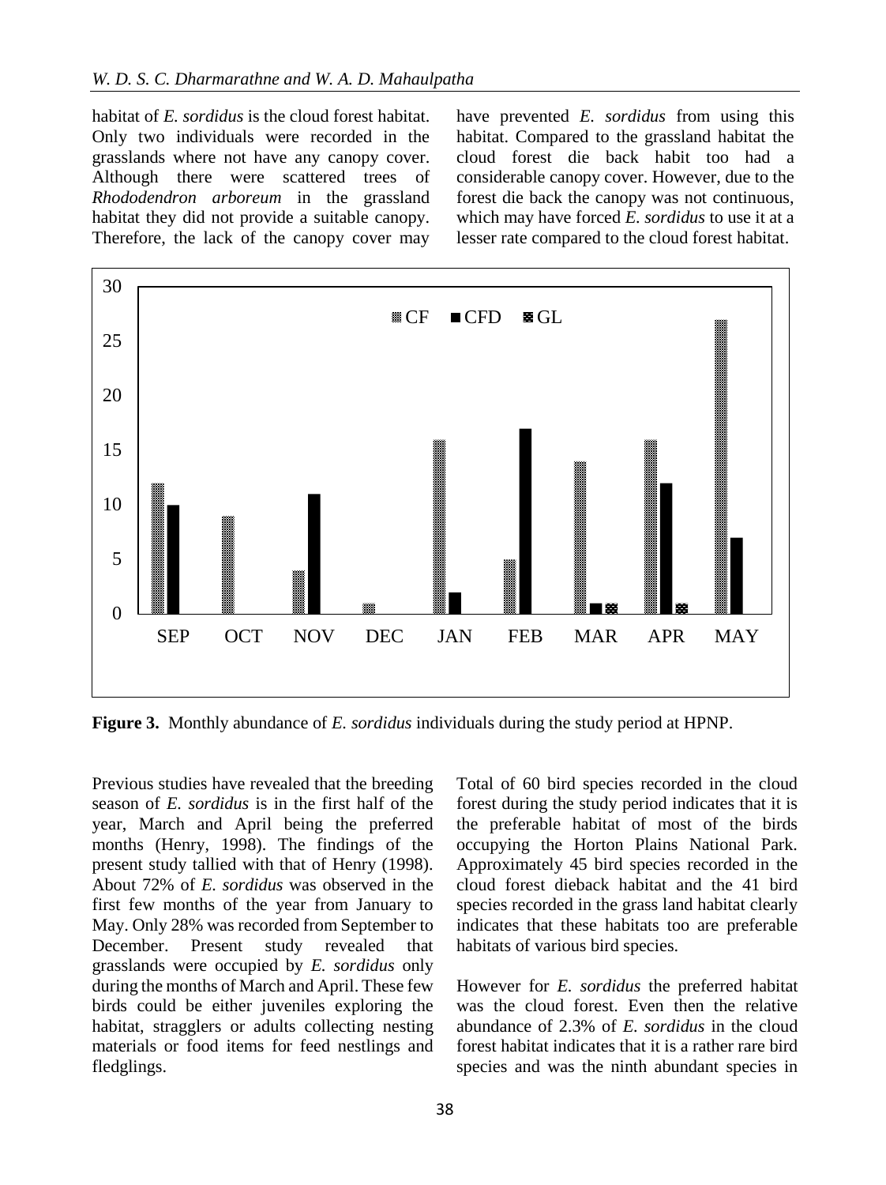habitat of *E. sordidus* is the cloud forest habitat. Only two individuals were recorded in the grasslands where not have any canopy cover. Although there were scattered trees of *Rhododendron arboreum* in the grassland habitat they did not provide a suitable canopy. Therefore, the lack of the canopy cover may have prevented *E. sordidus* from using this habitat. Compared to the grassland habitat the cloud forest die back habit too had a considerable canopy cover. However, due to the forest die back the canopy was not continuous, which may have forced *E. sordidus* to use it at a lesser rate compared to the cloud forest habitat.

**Figure 3.** Monthly abundance of *E. sordidus* individuals during the study period at HPNP.

Previous studies have revealed that the breeding season of *E. sordidus* is in the first half of the year, March and April being the preferred months (Henry, 1998). The findings of the present study tallied with that of Henry (1998). About 72% of *E. sordidus* was observed in the first few months of the year from January to May. Only 28% was recorded from September to December. Present study revealed that grasslands were occupied by *E. sordidus* only during the months of March and April. These few birds could be either juveniles exploring the habitat, stragglers or adults collecting nesting materials or food items for feed nestlings and fledglings.

Total of 60 bird species recorded in the cloud forest during the study period indicates that it is the preferable habitat of most of the birds occupying the Horton Plains National Park. Approximately 45 bird species recorded in the cloud forest dieback habitat and the 41 bird species recorded in the grass land habitat clearly indicates that these habitats too are preferable habitats of various bird species.

However for *E. sordidus* the preferred habitat was the cloud forest. Even then the relative abundance of 2.3% of *E. sordidus* in the cloud forest habitat indicates that it is a rather rare bird species and was the ninth abundant species in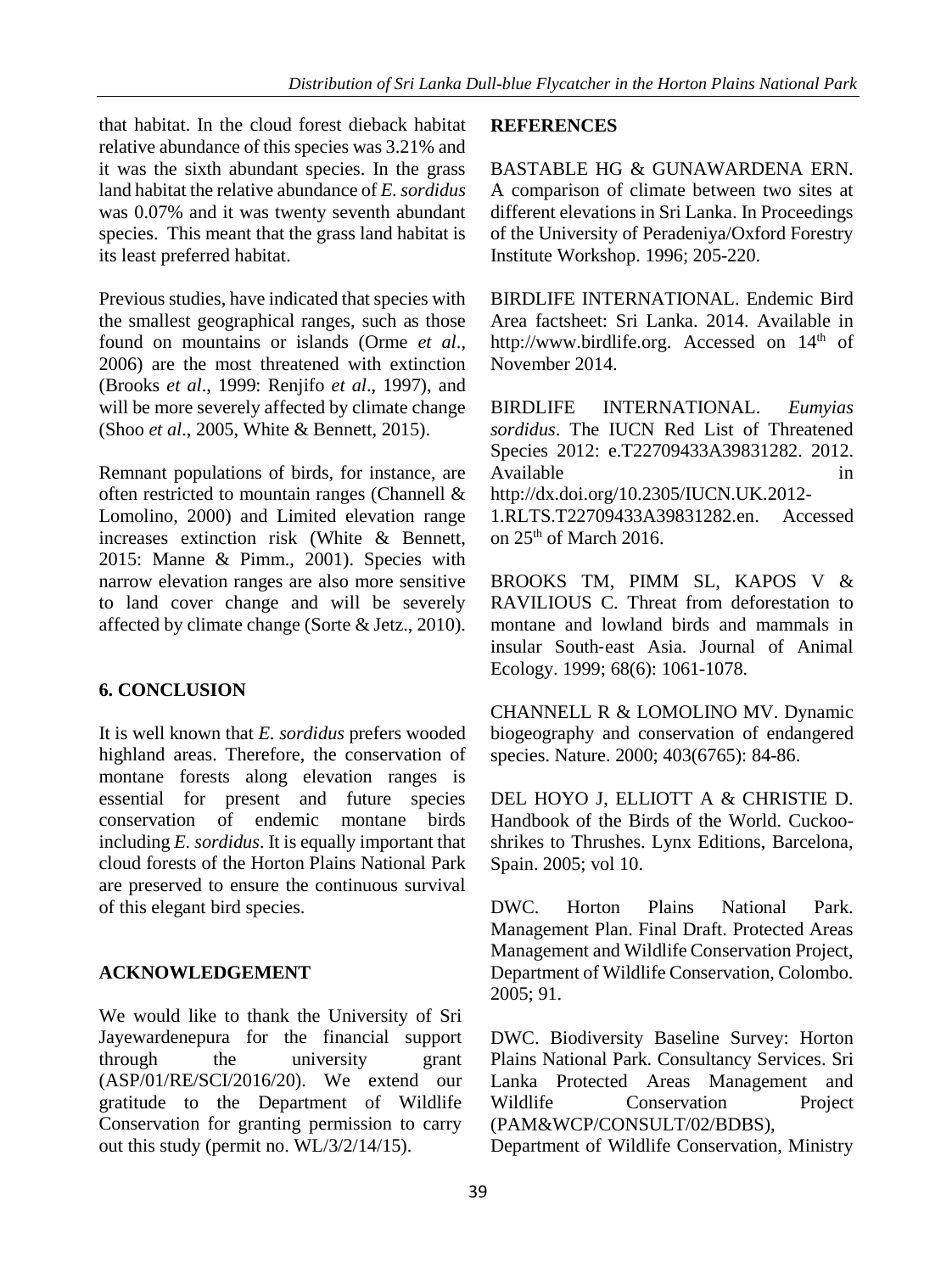that habitat. In the cloud forest dieback habitat relative abundance of this species was 3.21% and it was the sixth abundant species. In the grass land habitat the relative abundance of *E. sordidus* was 0.07% and it was twenty seventh abundant species. This meant that the grass land habitat is its least preferred habitat.

Previous studies, have indicated that species with the smallest geographical ranges, such as those found on mountains or islands (Orme *et al*., 2006) are the most threatened with extinction (Brooks *et al*., 1999: Renjifo *et al*., 1997), and will be more severely affected by climate change (Shoo *et al*., 2005, White & Bennett, 2015).

Remnant populations of birds, for instance, are often restricted to mountain ranges (Channell & Lomolino, 2000) and Limited elevation range increases extinction risk (White & Bennett, 2015: Manne & Pimm., 2001). Species with narrow elevation ranges are also more sensitive to land cover change and will be severely affected by climate change (Sorte & Jetz., 2010).

## 6. CONCLUSION

It is well known that *E. sordidus* prefers wooded highland areas. Therefore, the conservation of montane forests along elevation ranges is essential for present and future species conservation of endemic montane birds including *E. sordidus*. It is equally important that cloud forests of the Horton Plains National Park are preserved to ensure the continuous survival of this elegant bird species.

## ACKNOWLEDGEMENT

We would like to thank the University of Sri Jayewardenepura for the financial support through the university grant (ASP/01/RE/SCI/2016/20). We extend our gratitude to the Department of Wildlife Conservation for granting permission to carry out this study (permit no. WL/3/2/14/15).

## REFERENCES

BASTABLE HG & GUNAWARDENA ERN. A comparison of climate between two sites at different elevations in Sri Lanka. In Proceedings of the University of Peradeniya/Oxford Forestry Institute Workshop. 1996; 205-220.

BIRDLIFE INTERNATIONAL. Endemic Bird Area factsheet: Sri Lanka. 2014. Available in http://www.birdlife.org. Accessed on 14th of November 2014.

BIRDLIFE INTERNATIONAL. *Eumyias sordidus*. The IUCN Red List of Threatened Species 2012: e.T22709433A39831282. 2012. Available in http://dx.doi.org/10.2305/IUCN.UK.2012-1.RLTS.T22709433A39831282.en. Accessed on 25th of March 2016.

BROOKS TM, PIMM SL, KAPOS V & RAVILIOUS C. Threat from deforestation to montane and lowland birds and mammals in insular South-east Asia. Journal of Animal Ecology. 1999; 68(6): 1061-1078.

CHANNELL R & LOMOLINO MV. Dynamic biogeography and conservation of endangered species. Nature. 2000; 403(6765): 84-86.

DEL HOYO J, ELLIOTT A & CHRISTIE D. Handbook of the Birds of the World. Cuckoo-shrikes to Thrushes. Lynx Editions, Barcelona, Spain. 2005; vol 10.

DWC. Horton Plains National Park. Management Plan. Final Draft. Protected Areas Management and Wildlife Conservation Project, Department of Wildlife Conservation, Colombo. 2005; 91.

DWC. Biodiversity Baseline Survey: Horton Plains National Park. Consultancy Services. Sri Lanka Protected Areas Management and Wildlife Conservation Project (PAM&WCP/CONSULT/02/BDBS), Department of Wildlife Conservation, Ministry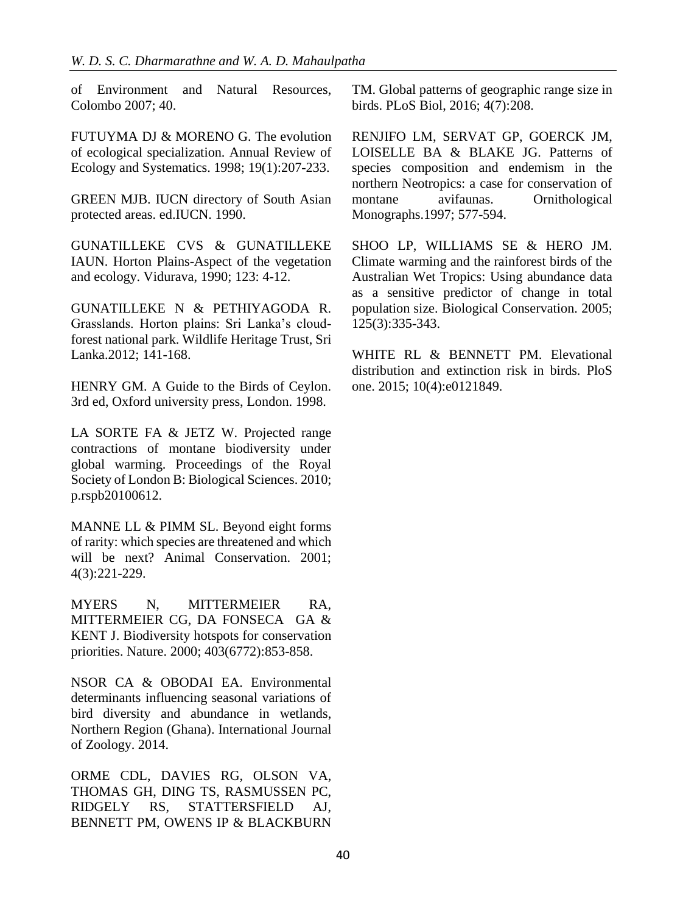of Environment and Natural Resources, Colombo 2007; 40.

FUTUYMA DJ & MORENO G. The evolution of ecological specialization. Annual Review of Ecology and Systematics. 1998; 19(1):207-233.

GREEN MJB. IUCN directory of South Asian protected areas. ed.IUCN. 1990.

GUNATILLEKE CVS & GUNATILLEKE IAUN. Horton Plains-Aspect of the vegetation and ecology. Vidurava, 1990; 123: 4-12.

GUNATILLEKE N & PETHIYAGODA R. Grasslands. Horton plains: Sri Lanka's cloud-forest national park. Wildlife Heritage Trust, Sri Lanka.2012; 141-168.

HENRY GM. A Guide to the Birds of Ceylon. 3rd ed, Oxford university press, London. 1998.

LA SORTE FA & JETZ W. Projected range contractions of montane biodiversity under global warming. Proceedings of the Royal Society of London B: Biological Sciences. 2010; p.rspb20100612.

MANNE LL & PIMM SL. Beyond eight forms of rarity: which species are threatened and which will be next? Animal Conservation. 2001; 4(3):221-229.

MYERS N, MITTERMEIER RA, MITTERMEIER CG, DA FONSECA GA & KENT J. Biodiversity hotspots for conservation priorities. Nature. 2000; 403(6772):853-858.

NSOR CA & OBODAI EA. Environmental determinants influencing seasonal variations of bird diversity and abundance in wetlands, Northern Region (Ghana). International Journal of Zoology. 2014.

ORME CDL, DAVIES RG, OLSON VA, THOMAS GH, DING TS, RASMUSSEN PC, RIDGELY RS, STATTERSFIELD AJ, BENNETT PM, OWENS IP & BLACKBURN TM. Global patterns of geographic range size in birds. PLoS Biol, 2016; 4(7):208.

RENJIFO LM, SERVAT GP, GOERCK JM, LOISELLE BA & BLAKE JG. Patterns of species composition and endemism in the northern Neotropics: a case for conservation of montane avifaunas. Ornithological Monographs.1997; 577-594.

SHOO LP, WILLIAMS SE & HERO JM. Climate warming and the rainforest birds of the Australian Wet Tropics: Using abundance data as a sensitive predictor of change in total population size. Biological Conservation. 2005; 125(3):335-343.

WHITE RL & BENNETT PM. Elevational distribution and extinction risk in birds. PloS one. 2015; 10(4):e0121849.